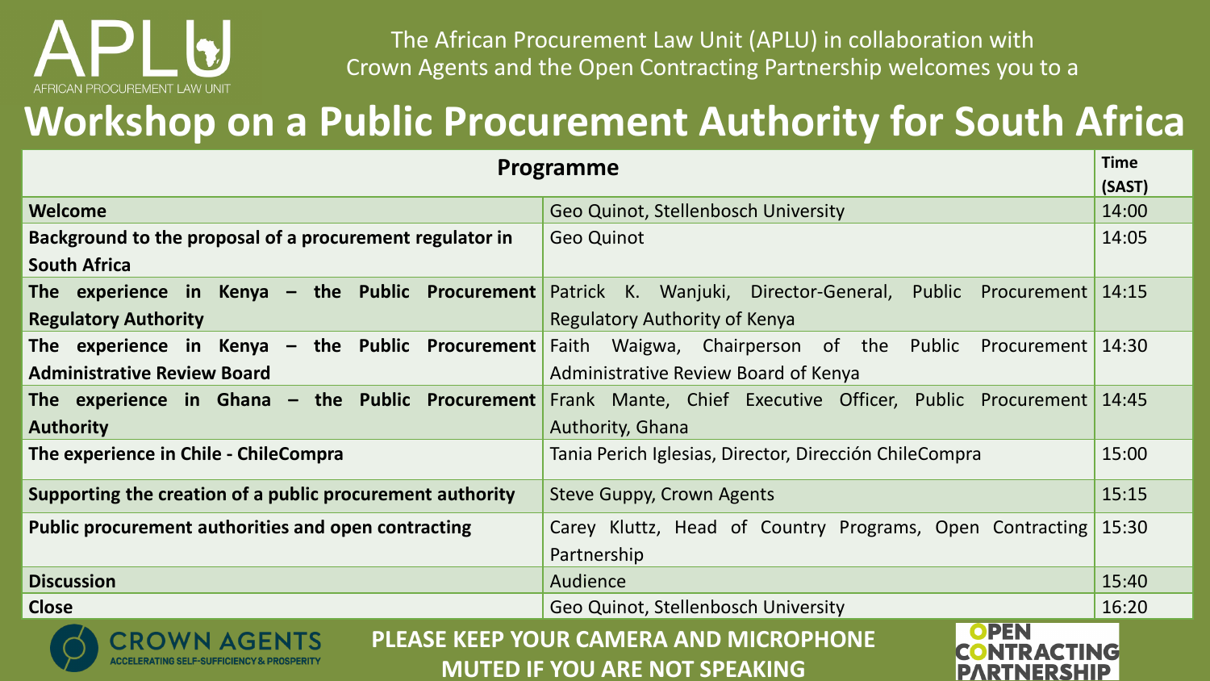APLU
AFRICAN PROCUREMENT LAW UNIT

The African Procurement Law Unit (APLU) in collaboration with Crown Agents and the Open Contracting Partnership welcomes you to a

# Workshop on a Public Procurement Authority for South Africa

| Programme | | Time (SAST) |
|---|---|---|
| **Welcome** | Geo Quinot, Stellenbosch University | 14:00 |
| **Background to the proposal of a procurement regulator in South Africa** | Geo Quinot | 14:05 |
| **The experience in Kenya – the Public Procurement Regulatory Authority** | Patrick K. Wanjuki, Director-General, Public Procurement Regulatory Authority of Kenya | 14:15 |
| **The experience in Kenya – the Public Procurement Administrative Review Board** | Faith Waigwa, Chairperson of the Public Procurement Administrative Review Board of Kenya | 14:30 |
| **The experience in Ghana – the Public Procurement Authority** | Frank Mante, Chief Executive Officer, Public Procurement Authority, Ghana | 14:45 |
| **The experience in Chile - ChileCompra** | Tania Perich Iglesias, Director, Dirección ChileCompra | 15:00 |
| **Supporting the creation of a public procurement authority** | Steve Guppy, Crown Agents | 15:15 |
| **Public procurement authorities and open contracting** | Carey Kluttz, Head of Country Programs, Open Contracting Partnership | 15:30 |
| **Discussion** | Audience | 15:40 |
| **Close** | Geo Quinot, Stellenbosch University | 16:20 |

CROWN AGENTS
ACCELERATING SELF-SUFFICIENCY & PROSPERITY

**PLEASE KEEP YOUR CAMERA AND MICROPHONE MUTED IF YOU ARE NOT SPEAKING**

OPEN CONTRACTING PARTNERSHIP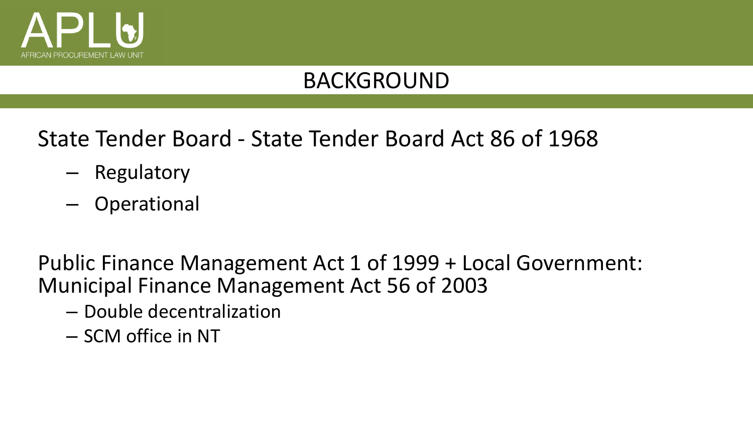## BACKGROUND

State Tender Board - State Tender Board Act 86 of 1968

- Regulatory
- Operational

Public Finance Management Act 1 of 1999 + Local Government: Municipal Finance Management Act 56 of 2003

- Double decentralization
- SCM office in NT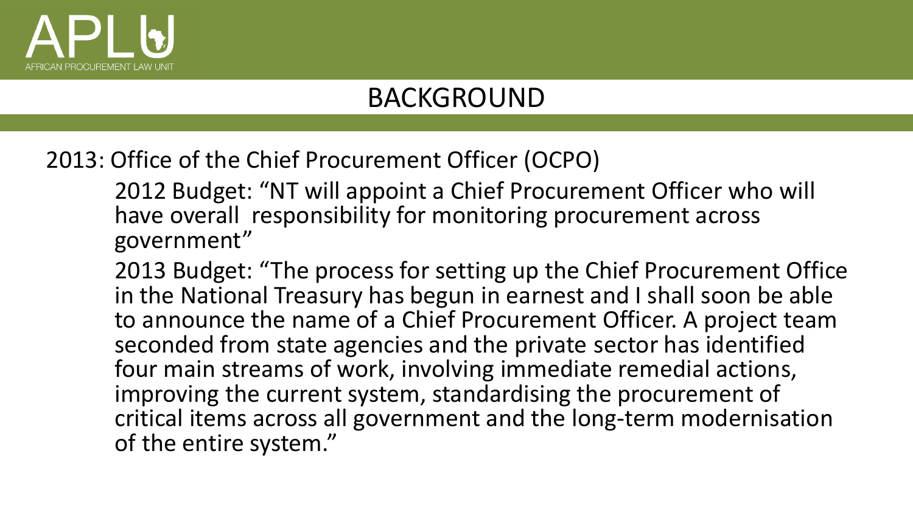# BACKGROUND

2013: Office of the Chief Procurement Officer (OCPO)

2012 Budget: “NT will appoint a Chief Procurement Officer who will have overall responsibility for monitoring procurement across government”

2013 Budget: “The process for setting up the Chief Procurement Office in the National Treasury has begun in earnest and I shall soon be able to announce the name of a Chief Procurement Officer. A project team seconded from state agencies and the private sector has identified four main streams of work, involving immediate remedial actions, improving the current system, standardising the procurement of critical items across all government and the long-term modernisation of the entire system.”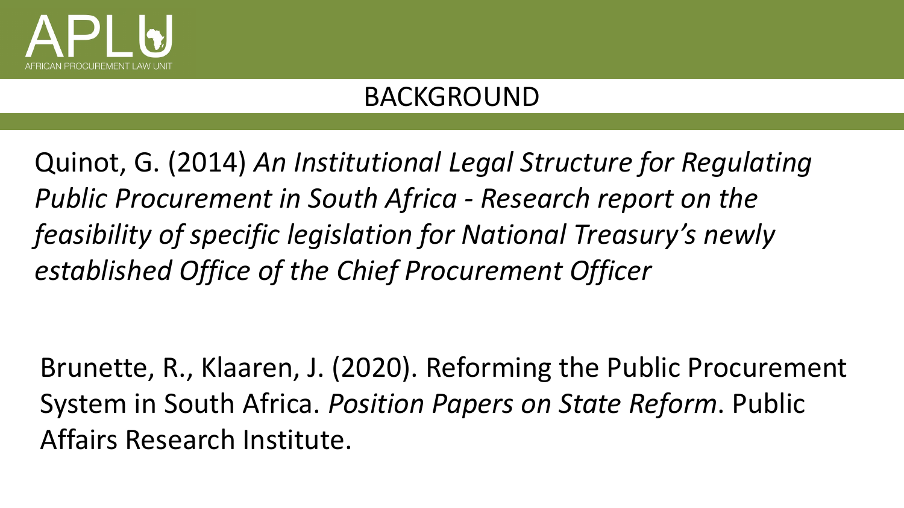## BACKGROUND

Quinot, G. (2014) *An Institutional Legal Structure for Regulating Public Procurement in South Africa - Research report on the feasibility of specific legislation for National Treasury's newly established Office of the Chief Procurement Officer*

Brunette, R., Klaaren, J. (2020). Reforming the Public Procurement System in South Africa. *Position Papers on State Reform*. Public Affairs Research Institute.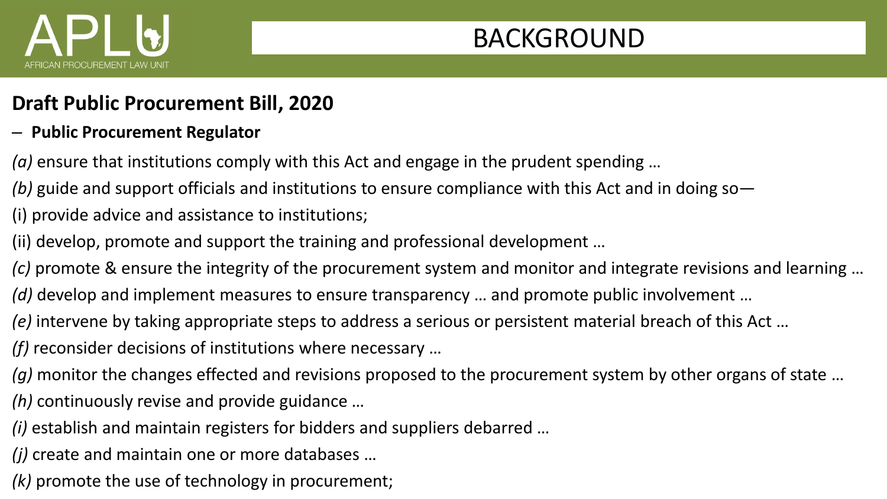# BACKGROUND

## Draft Public Procurement Bill, 2020

– **Public Procurement Regulator**

*(a)* ensure that institutions comply with this Act and engage in the prudent spending …

*(b)* guide and support officials and institutions to ensure compliance with this Act and in doing so—

(i) provide advice and assistance to institutions;

(ii) develop, promote and support the training and professional development …

*(c)* promote & ensure the integrity of the procurement system and monitor and integrate revisions and learning …

*(d)* develop and implement measures to ensure transparency … and promote public involvement …

*(e)* intervene by taking appropriate steps to address a serious or persistent material breach of this Act …

*(f)* reconsider decisions of institutions where necessary …

*(g)* monitor the changes effected and revisions proposed to the procurement system by other organs of state …

*(h)* continuously revise and provide guidance …

*(i)* establish and maintain registers for bidders and suppliers debarred …

*(j)* create and maintain one or more databases …

*(k)* promote the use of technology in procurement;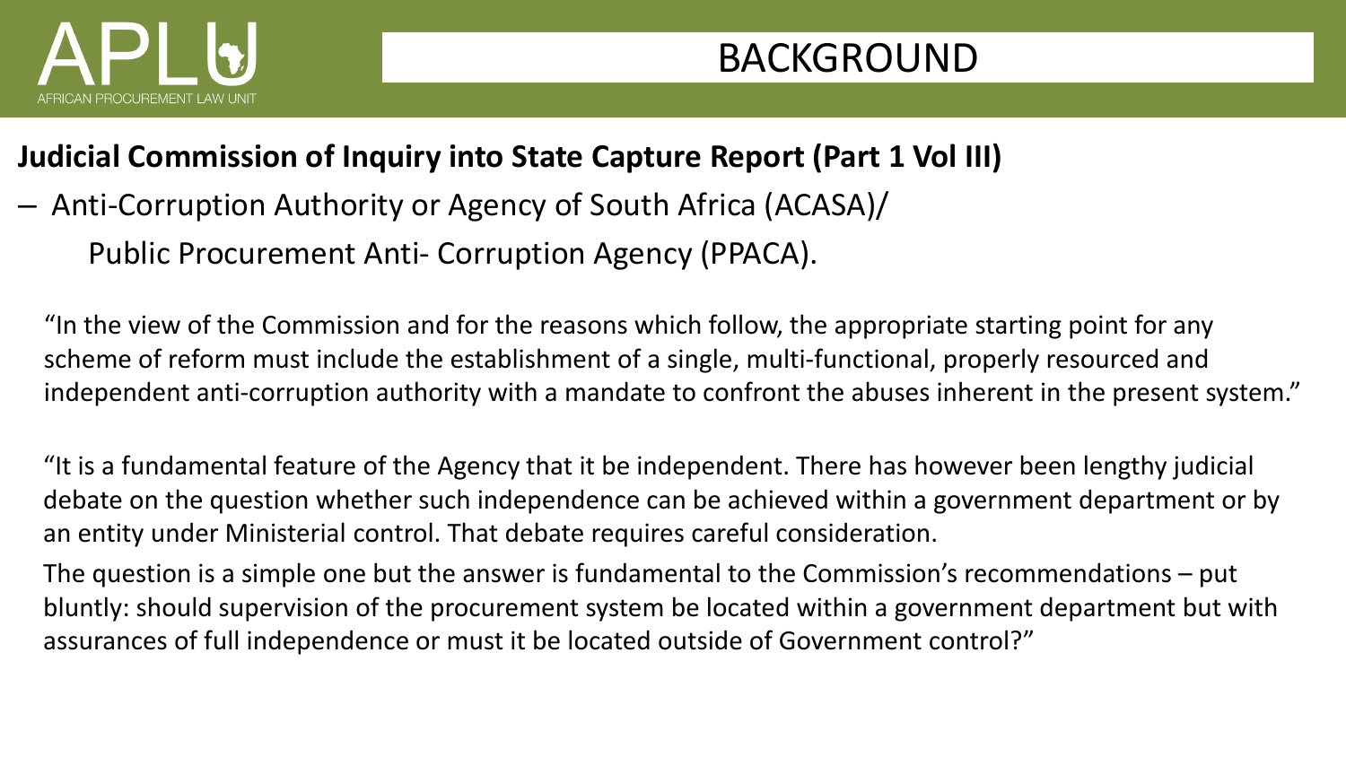# BACKGROUND

## Judicial Commission of Inquiry into State Capture Report (Part 1 Vol III)

- Anti-Corruption Authority or Agency of South Africa (ACASA)/
  Public Procurement Anti- Corruption Agency (PPACA).

"In the view of the Commission and for the reasons which follow, the appropriate starting point for any scheme of reform must include the establishment of a single, multi-functional, properly resourced and independent anti-corruption authority with a mandate to confront the abuses inherent in the present system."

"It is a fundamental feature of the Agency that it be independent. There has however been lengthy judicial debate on the question whether such independence can be achieved within a government department or by an entity under Ministerial control. That debate requires careful consideration.

The question is a simple one but the answer is fundamental to the Commission's recommendations – put bluntly: should supervision of the procurement system be located within a government department but with assurances of full independence or must it be located outside of Government control?"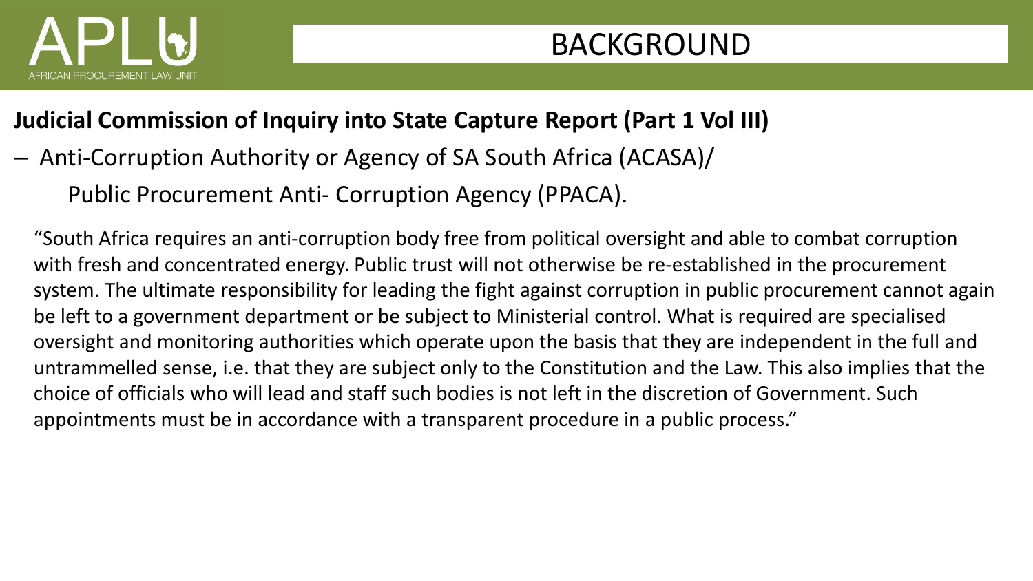# BACKGROUND

**Judicial Commission of Inquiry into State Capture Report (Part 1 Vol III)**

– Anti-Corruption Authority or Agency of SA South Africa (ACASA)/
  Public Procurement Anti- Corruption Agency (PPACA).

"South Africa requires an anti-corruption body free from political oversight and able to combat corruption with fresh and concentrated energy. Public trust will not otherwise be re-established in the procurement system. The ultimate responsibility for leading the fight against corruption in public procurement cannot again be left to a government department or be subject to Ministerial control. What is required are specialised oversight and monitoring authorities which operate upon the basis that they are independent in the full and untrammelled sense, i.e. that they are subject only to the Constitution and the Law. This also implies that the choice of officials who will lead and staff such bodies is not left in the discretion of Government. Such appointments must be in accordance with a transparent procedure in a public process."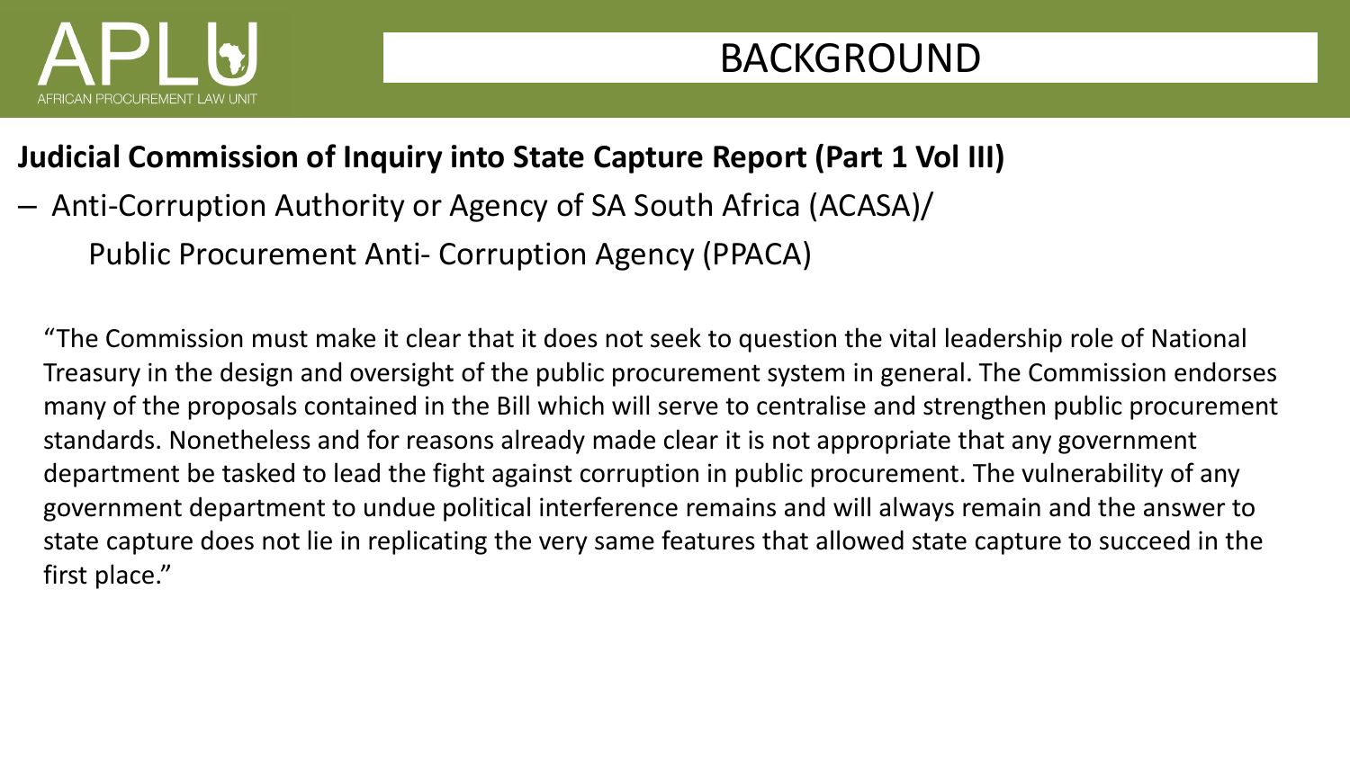# BACKGROUND

**Judicial Commission of Inquiry into State Capture Report (Part 1 Vol III)**

– Anti-Corruption Authority or Agency of SA South Africa (ACASA)/
  Public Procurement Anti- Corruption Agency (PPACA)

"The Commission must make it clear that it does not seek to question the vital leadership role of National Treasury in the design and oversight of the public procurement system in general. The Commission endorses many of the proposals contained in the Bill which will serve to centralise and strengthen public procurement standards. Nonetheless and for reasons already made clear it is not appropriate that any government department be tasked to lead the fight against corruption in public procurement. The vulnerability of any government department to undue political interference remains and will always remain and the answer to state capture does not lie in replicating the very same features that allowed state capture to succeed in the first place."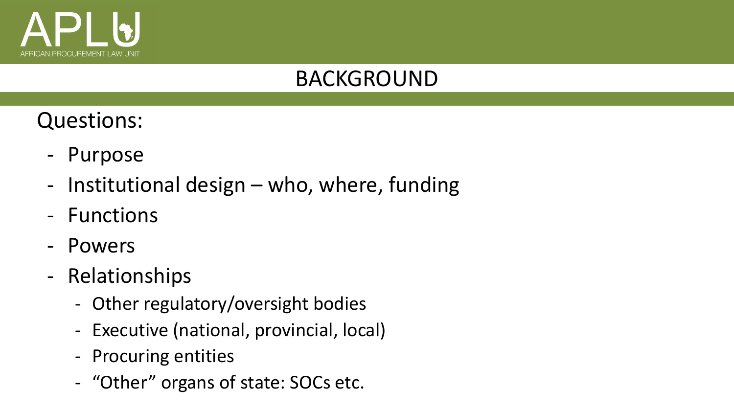# BACKGROUND

Questions:

- Purpose
- Institutional design – who, where, funding
- Functions
- Powers
- Relationships
  - Other regulatory/oversight bodies
  - Executive (national, provincial, local)
  - Procuring entities
  - "Other" organs of state: SOCs etc.